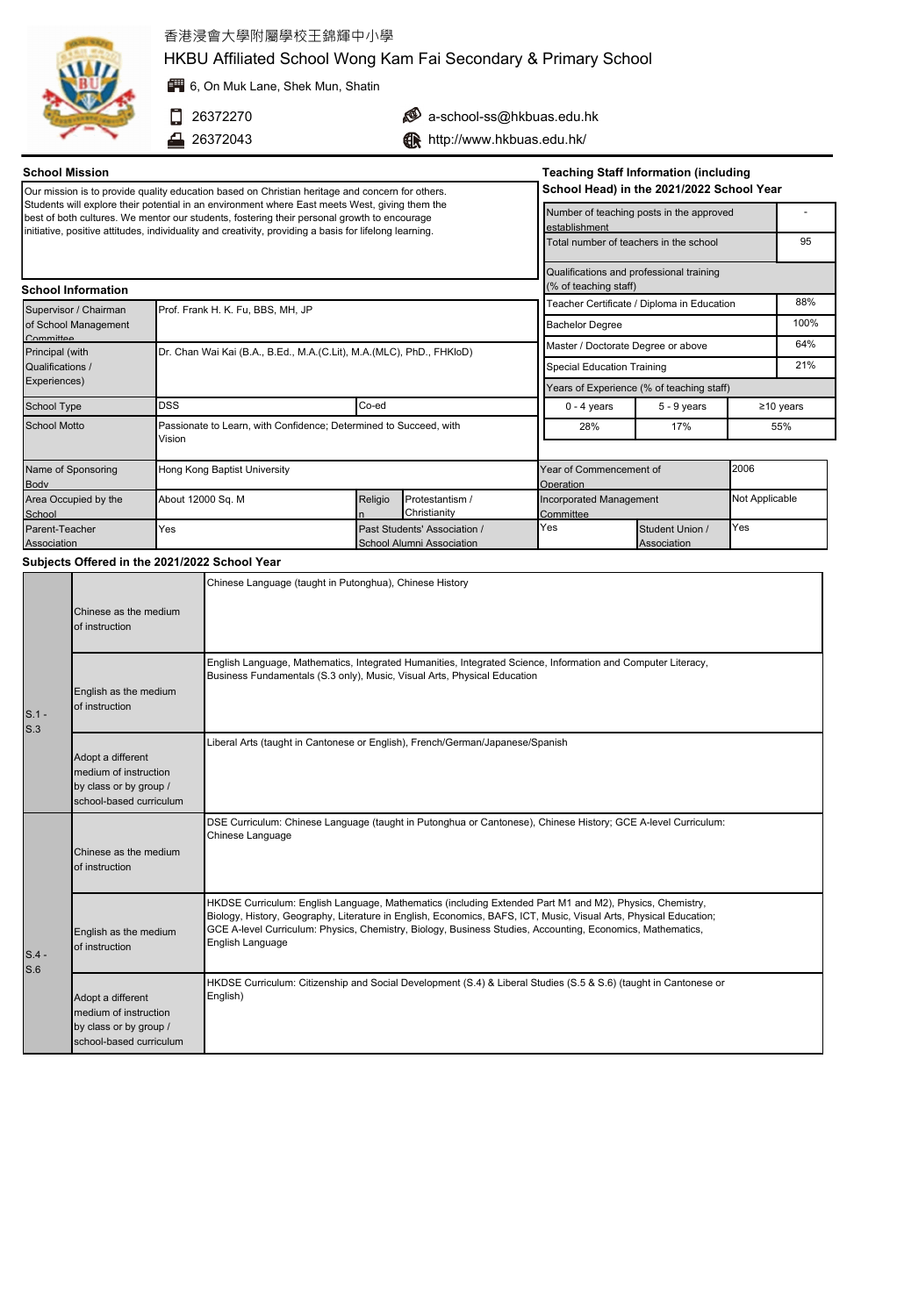# 香港浸會大學附屬學校王錦輝中小學

## HKBU Affiliated School Wong Kam Fai Secondary & Primary School

6, On Muk Lane, Shek Mun, Shatin

26372270

26372043

a-school-ss@hkbuas.edu.hk

http://www.hkbuas.edu.hk/

### School Mission

Our mission is to provide quality education based on Christian heritage and concern for others. Students will explore their potential in an environment where East meets West, giving them the best of both cultures. We mentor our students, fostering their personal growth to encourage initiative, positive attitudes, individuality and creativity, providing a basis for lifelong learning.

### Teaching Staff Information (including School Head) in the 2021/2022 School Year

| | |
|---|---|
| Number of teaching posts in the approved establishment | - |
| Total number of teachers in the school | 95 |

| Qualifications and professional training (% of teaching staff) | |
|---|---|
| Teacher Certificate / Diploma in Education | 88% |
| Bachelor Degree | 100% |
| Master / Doctorate Degree or above | 64% |
| Special Education Training | 21% |

| Years of Experience (% of teaching staff) | | |
|---|---|---|
| 0 - 4 years | 5 - 9 years | ≥10 years |
| 28% | 17% | 55% |

### School Information

| | | | |
|---|---|---|---|
| Supervisor / Chairman of School Management Committee | Prof. Frank H. K. Fu, BBS, MH, JP | | |
| Principal (with Qualifications / Experiences) | Dr. Chan Wai Kai (B.A., B.Ed., M.A.(C.Lit), M.A.(MLC), PhD., FHKIoD) | | |
| School Type | DSS | Co-ed | |
| School Motto | Passionate to Learn, with Confidence; Determined to Succeed, with Vision | | |
| Name of Sponsoring Body | Hong Kong Baptist University | Year of Commencement of Operation | 2006 |
| Area Occupied by the School | About 12000 Sq. M | Religion | Protestantism / Christianity |
| Incorporated Management Committee | Not Applicable | | |
| Parent-Teacher Association | Yes | Past Students' Association / School Alumni Association | Yes |
| Student Union / Association | Yes | | |

### Subjects Offered in the 2021/2022 School Year

| Level | Medium of instruction | Subjects |
|---|---|---|
| S.1 - S.3 | Chinese as the medium of instruction | Chinese Language (taught in Putonghua), Chinese History |
| | English as the medium of instruction | English Language, Mathematics, Integrated Humanities, Integrated Science, Information and Computer Literacy, Business Fundamentals (S.3 only), Music, Visual Arts, Physical Education |
| | Adopt a different medium of instruction by class or by group / school-based curriculum | Liberal Arts (taught in Cantonese or English), French/German/Japanese/Spanish |
| S.4 - S.6 | Chinese as the medium of instruction | DSE Curriculum: Chinese Language (taught in Putonghua or Cantonese), Chinese History; GCE A-level Curriculum: Chinese Language |
| | English as the medium of instruction | HKDSE Curriculum: English Language, Mathematics (including Extended Part M1 and M2), Physics, Chemistry, Biology, History, Geography, Literature in English, Economics, BAFS, ICT, Music, Visual Arts, Physical Education; GCE A-level Curriculum: Physics, Chemistry, Biology, Business Studies, Accounting, Economics, Mathematics, English Language |
| | Adopt a different medium of instruction by class or by group / school-based curriculum | HKDSE Curriculum: Citizenship and Social Development (S.4) & Liberal Studies (S.5 & S.6) (taught in Cantonese or English) |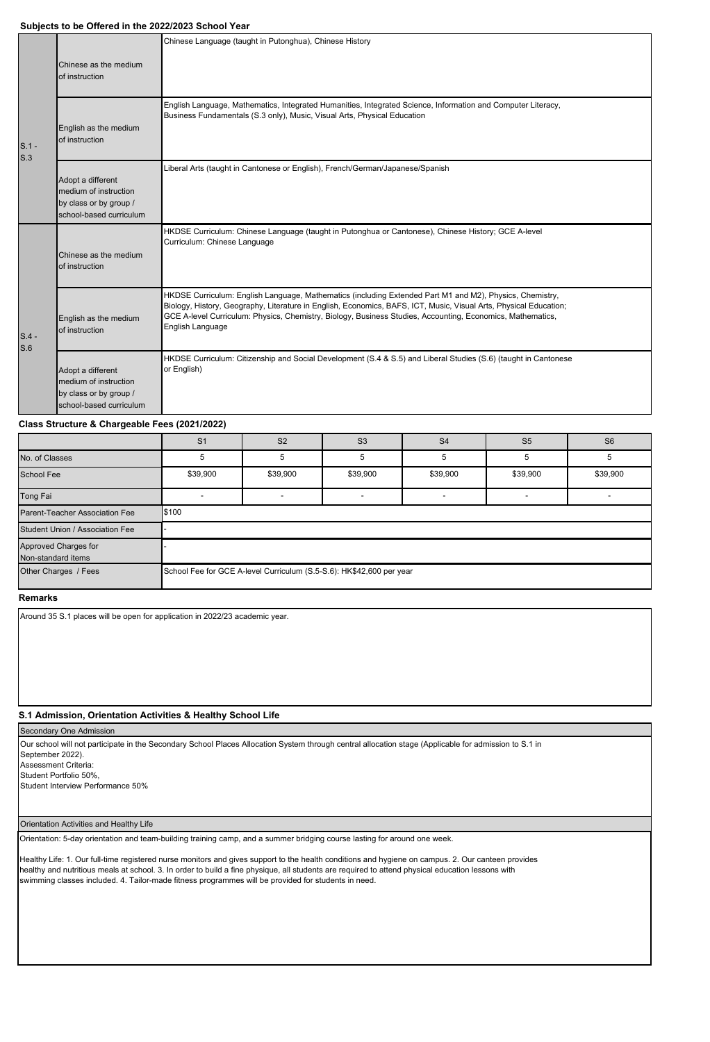## Subjects to be Offered in the 2022/2023 School Year

| | | |
|---|---|---|
| S.1 - S.3 | Chinese as the medium of instruction | Chinese Language (taught in Putonghua), Chinese History |
| | English as the medium of instruction | English Language, Mathematics, Integrated Humanities, Integrated Science, Information and Computer Literacy, Business Fundamentals (S.3 only), Music, Visual Arts, Physical Education |
| | Adopt a different medium of instruction by class or by group / school-based curriculum | Liberal Arts (taught in Cantonese or English), French/German/Japanese/Spanish |
| S.4 - S.6 | Chinese as the medium of instruction | HKDSE Curriculum: Chinese Language (taught in Putonghua or Cantonese), Chinese History; GCE A-level Curriculum: Chinese Language |
| | English as the medium of instruction | HKDSE Curriculum: English Language, Mathematics (including Extended Part M1 and M2), Physics, Chemistry, Biology, History, Geography, Literature in English, Economics, BAFS, ICT, Music, Visual Arts, Physical Education; GCE A-level Curriculum: Physics, Chemistry, Biology, Business Studies, Accounting, Economics, Mathematics, English Language |
| | Adopt a different medium of instruction by class or by group / school-based curriculum | HKDSE Curriculum: Citizenship and Social Development (S.4 & S.5) and Liberal Studies (S.6) (taught in Cantonese or English) |

## Class Structure & Chargeable Fees (2021/2022)

| | S1 | S2 | S3 | S4 | S5 | S6 |
|---|---|---|---|---|---|---|
| No. of Classes | 5 | 5 | 5 | 5 | 5 | 5 |
| School Fee | $39,900 | $39,900 | $39,900 | $39,900 | $39,900 | $39,900 |
| Tong Fai | - | - | - | - | - | - |
| Parent-Teacher Association Fee | $100 | | | | | |
| Student Union / Association Fee | - | | | | | |
| Approved Charges for Non-standard items | - | | | | | |
| Other Charges / Fees | School Fee for GCE A-level Curriculum (S.5-S.6): HK$42,600 per year | | | | | |

## Remarks

Around 35 S.1 places will be open for application in 2022/23 academic year.

## S.1 Admission, Orientation Activities & Healthy School Life

### Secondary One Admission

Our school will not participate in the Secondary School Places Allocation System through central allocation stage (Applicable for admission to S.1 in September 2022).
Assessment Criteria:
Student Portfolio 50%,
Student Interview Performance 50%

### Orientation Activities and Healthy Life

Orientation: 5-day orientation and team-building training camp, and a summer bridging course lasting for around one week.

Healthy Life: 1. Our full-time registered nurse monitors and gives support to the health conditions and hygiene on campus. 2. Our canteen provides healthy and nutritious meals at school. 3. In order to build a fine physique, all students are required to attend physical education lessons with swimming classes included. 4. Tailor-made fitness programmes will be provided for students in need.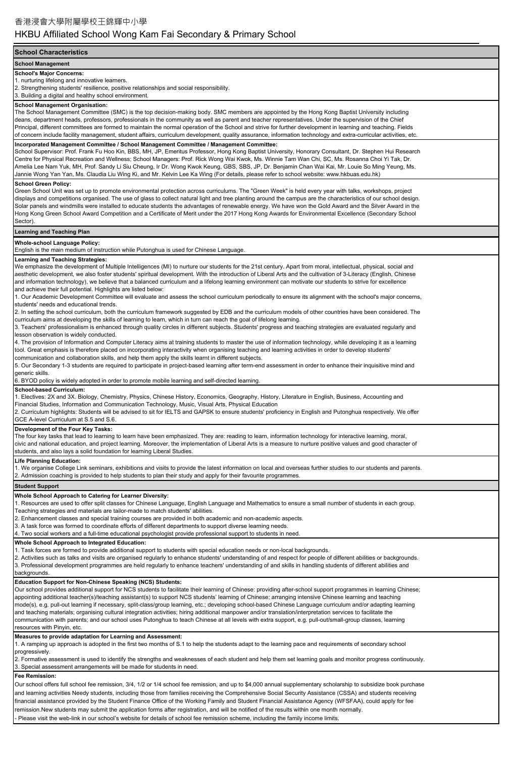香港浸會大學附屬學校王錦輝中小學

# HKBU Affiliated School Wong Kam Fai Secondary & Primary School

## School Characteristics

### School Management

**School's Major Concerns:**

1. nurturing lifelong and innovative learners.
2. Strengthening students' resilience, positive relationships and social responsibility.
3. Building a digital and healthy school environment.

**School Management Organisation:**

The School Management Committee (SMC) is the top decision-making body. SMC members are appointed by the Hong Kong Baptist University including deans, department heads, professors, professionals in the community as well as parent and teacher representatives. Under the supervision of the Chief Principal, different committees are formed to maintain the normal operation of the School and strive for further development in learning and teaching. Fields of concern include facility management, student affairs, curriculum development, quality assurance, information technology and extra-curricular activities, etc.

**Incorporated Management Committee / School Management Committee / Management Committee:**

School Supervisor: Prof. Frank Fu Hoo Kin, BBS, MH, JP, Emeritus Professor, Hong Kong Baptist University, Honorary Consultant, Dr. Stephen Hui Research Centre for Physical Recreation and Wellness; School Managers: Prof. Rick Wong Wai Kwok, Ms. Winnie Tam Wan Chi, SC, Ms. Rosanna Choi Yi Tak, Dr. Amelia Lee Nam Yuk, MH, Prof. Sandy Li Siu Cheung, Ir Dr. Wong Kwok Keung, GBS, SBS, JP, Dr. Benjamin Chan Wai Kai, Mr. Louie So Ming Yeung, Ms. Jannie Wong Yan Yan, Ms. Claudia Liu Wing Ki, and Mr. Kelvin Lee Ka Wing (For details, please refer to school website: www.hkbuas.edu.hk)

**School Green Policy:**

Green School Unit was set up to promote environmental protection across curriculums. The "Green Week" is held every year with talks, workshops, project displays and competitions organised. The use of glass to collect natural light and tree planting around the campus are the characteristics of our school design. Solar panels and windmills were installed to educate students the advantages of renewable energy. We have won the Gold Award and the Silver Award in the Hong Kong Green School Award Competition and a Certificate of Merit under the 2017 Hong Kong Awards for Environmental Excellence (Secondary School Sector).

### Learning and Teaching Plan

**Whole-school Language Policy:**

English is the main medium of instruction while Putonghua is used for Chinese Language.

**Learning and Teaching Strategies:**

We emphasize the development of Multiple Intelligences (MI) to nurture our students for the 21st century. Apart from moral, intellectual, physical, social and aesthetic development, we also foster students' spiritual development. With the introduction of Liberal Arts and the cultivation of 3-Literacy (English, Chinese and information technology), we believe that a balanced curriculum and a lifelong learning environment can motivate our students to strive for excellence and achieve their full potential. Highlights are listed below:

1. Our Academic Development Committee will evaluate and assess the school curriculum periodically to ensure its alignment with the school's major concerns, students' needs and educational trends.
2. In setting the school curriculum, both the curriculum framework suggested by EDB and the curriculum models of other countries have been considered. The curriculum aims at developing the skills of learning to learn, which in turn can reach the goal of lifelong learning.
3. Teachers' professionalism is enhanced through quality circles in different subjects. Students' progress and teaching strategies are evaluated regularly and lesson observation is widely conducted.
4. The provision of Information and Computer Literacy aims at training students to master the use of information technology, while developing it as a learning tool. Great emphasis is therefore placed on incorporating interactivity when organising teaching and learning activities in order to develop students' communication and collaboration skills, and help them apply the skills learnt in different subjects.
5. Our Secondary 1-3 students are required to participate in project-based learning after term-end assessment in order to enhance their inquisitive mind and generic skills.
6. BYOD policy is widely adopted in order to promote mobile learning and self-directed learning.

**School-based Curriculum:**

1. Electives: 2X and 3X. Biology, Chemistry, Physics, Chinese History, Economics, Geography, History, Literature in English, Business, Accounting and Financial Studies, Information and Communication Technology, Music, Visual Arts, Physical Education
2. Curriculum highlights: Students will be advised to sit for IELTS and GAPSK to ensure students' proficiency in English and Putonghua respectively. We offer GCE A-level Curriculum at S.5 and S.6.

**Development of the Four Key Tasks:**

The four key tasks that lead to learning to learn have been emphasized. They are: reading to learn, information technology for interactive learning, moral, civic and national education, and project learning. Moreover, the implementation of Liberal Arts is a measure to nurture positive values and good character of students, and also lays a solid foundation for learning Liberal Studies.

**Life Planning Education:**

1. We organise College Link seminars, exhibitions and visits to provide the latest information on local and overseas further studies to our students and parents.
2. Admission coaching is provided to help students to plan their study and apply for their favourite programmes.

### Student Support

**Whole School Approach to Catering for Learner Diversity:**

1. Resources are used to offer split classes for Chinese Language, English Language and Mathematics to ensure a small number of students in each group. Teaching strategies and materials are tailor-made to match students' abilities.
2. Enhancement classes and special training courses are provided in both academic and non-academic aspects.
3. A task force was formed to coordinate efforts of different departments to support diverse learning needs.
4. Two social workers and a full-time educational psychologist provide professional support to students in need.

**Whole School Approach to Integrated Education:**

1. Task forces are formed to provide additional support to students with special education needs or non-local backgrounds.
2. Activities such as talks and visits are organised regularly to enhance students' understanding of and respect for people of different abilities or backgrounds.
3. Professional development programmes are held regularly to enhance teachers' understanding of and skills in handling students of different abilities and backgrounds.

**Education Support for Non-Chinese Speaking (NCS) Students:**

Our school provides additional support for NCS students to facilitate their learning of Chinese: providing after-school support programmes in learning Chinese; appointing additional teacher(s)/teaching assistant(s) to support NCS students' learning of Chinese; arranging intensive Chinese learning and teaching mode(s), e.g. pull-out learning if necessary, split-class/group learning, etc.; developing school-based Chinese Language curriculum and/or adapting learning and teaching materials; organising cultural integration activities; hiring additional manpower and/or translation/interpretation services to facilitate the communication with parents; and our school uses Putonghua to teach Chinese at all levels with extra support, e.g. pull-out/small-group classes, learning resources with Pinyin, etc.

**Measures to provide adaptation for Learning and Assessment:**

1. A ramping up approach is adopted in the first two months of S.1 to help the students adapt to the learning pace and requirements of secondary school progressively.
2. Formative assessment is used to identify the strengths and weaknesses of each student and help them set learning goals and monitor progress continuously.
3. Special assessment arrangements will be made for students in need.

**Fee Remission:**

Our school offers full school fee remission, 3/4, 1/2 or 1/4 school fee remission, and up to $4,000 annual supplementary scholarship to subsidize book purchase and learning activities Needy students, including those from families receiving the Comprehensive Social Security Assistance (CSSA) and students receiving financial assistance provided by the Student Finance Office of the Working Family and Student Financial Assistance Agency (WFSFAA), could apply for fee remission.New students may submit the application forms after registration, and will be notified of the results within one month normally.

- Please visit the web-link in our school's website for details of school fee remission scheme, including the family income limits.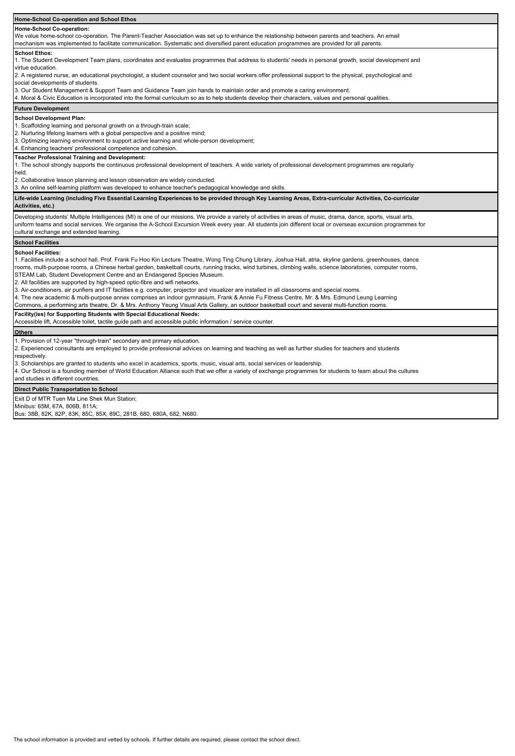## Home-School Co-operation and School Ethos

**Home-School Co-operation:**

We value home-school co-operation. The Parent-Teacher Association was set up to enhance the relationship between parents and teachers. An email mechanism was implemented to facilitate communication. Systematic and diversified parent education programmes are provided for all parents.

**School Ethos:**

1. The Student Development Team plans, coordinates and evaluates programmes that address to students' needs in personal growth, social development and virtue education.
2. A registered nurse, an educational psychologist, a student counselor and two social workers offer professional support to the physical, psychological and social developments of students.
3. Our Student Management & Support Team and Guidance Team join hands to maintain order and promote a caring environment.
4. Moral & Civic Education is incorporated into the formal curriculum so as to help students develop their characters, values and personal qualities.

## Future Development

**School Development Plan:**

1. Scaffolding learning and personal growth on a through-train scale;
2. Nurturing lifelong learners with a global perspective and a positive mind;
3. Optimizing learning environment to support active learning and whole-person development;
4. Enhancing teachers' professional competence and cohesion.

**Teacher Professional Training and Development:**

1. The school strongly supports the continuous professional development of teachers. A wide variety of professional development programmes are regularly held.
2. Collaborative lesson planning and lesson observation are widely conducted.
3. An online self-learning platform was developed to enhance teacher's pedagogical knowledge and skills.

## Life-wide Learning (including Five Essential Learning Experiences to be provided through Key Learning Areas, Extra-curricular Activities, Co-curricular Activities, etc.)

Developing students' Multiple Intelligences (MI) is one of our missions. We provide a variety of activities in areas of music, drama, dance, sports, visual arts, uniform teams and social services. We organise the A-School Excursion Week every year. All students join different local or overseas excursion programmes for cultural exchange and extended learning.

## School Facilities

**School Facilities:**

1. Facilities include a school hall, Prof. Frank Fu Hoo Kin Lecture Theatre, Wong Ting Chung Library, Joshua Hall, atria, skyline gardens, greenhouses, dance rooms, multi-purpose rooms, a Chinese herbal garden, basketball courts, running tracks, wind turbines, climbing walls, science laboratories, computer rooms, STEAM Lab, Student Development Centre and an Endangered Species Museum.
2. All facilities are supported by high-speed optic-fibre and wifi networks.
3. Air-conditioners, air purifiers and IT facilities e.g. computer, projector and visualizer are installed in all classrooms and special rooms.
4. The new academic & multi-purpose annex comprises an indoor gymnasium, Frank & Annie Fu Fitness Centre, Mr. & Mrs. Edmund Leung Learning Commons, a performing arts theatre, Dr. & Mrs. Anthony Yeung Visual Arts Gallery, an outdoor basketball court and several multi-function rooms.

**Facility(ies) for Supporting Students with Special Educational Needs:**

Accessible lift, Accessible toilet, tactile guide path and accessible public information / service counter.

## Others

1. Provision of 12-year "through-train" secondary and primary education.
2. Experienced consultants are employed to provide professional advices on learning and teaching as well as further studies for teachers and students respectively.
3. Scholarships are granted to students who excel in academics, sports, music, visual arts, social services or leadership.
4. Our School is a founding member of World Education Alliance such that we offer a variety of exchange programmes for students to learn about the cultures and studies in different countries.

## Direct Public Transportation to School

Exit D of MTR Tuen Ma Line Shek Mun Station;
Minibus: 65M, 67A, 806B, 811A;
Bus: 38B, 82K, 82P, 83K, 85C, 85X, 89C, 281B, 680, 680A, 682, N680.

The school information is provided and vetted by schools. If further details are required, please contact the school direct.